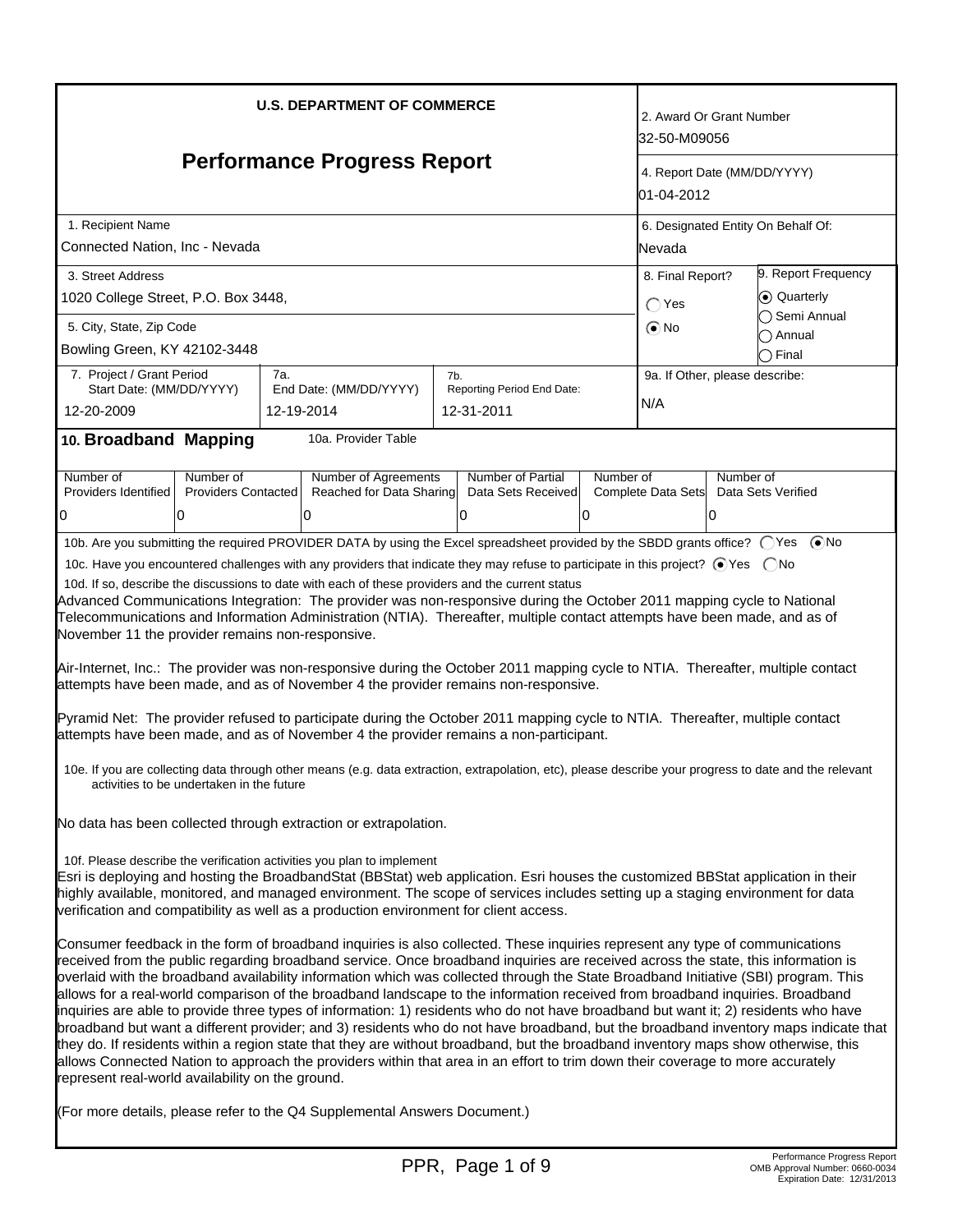**U.S. DEPARTMENT OF COMMERCE**

# Performance Progress Report

| Field | Value |
|---|---|
| 2. Award Or Grant Number | 32-50-M09056 |
| 4. Report Date (MM/DD/YYYY) | 01-04-2012 |
| 1. Recipient Name | Connected Nation, Inc - Nevada |
| 6. Designated Entity On Behalf Of: | Nevada |
| 3. Street Address | 1020 College Street, P.O. Box 3448, |
| 5. City, State, Zip Code | Bowling Green, KY 42102-3448 |
| 8. Final Report? | ◯ Yes ⦿ No |
| 9. Report Frequency | ⦿ Quarterly ◯ Semi Annual ◯ Annual ◯ Final |
| 7. Project / Grant Period Start Date: (MM/DD/YYYY) | 12-20-2009 |
| 7a. End Date: (MM/DD/YYYY) | 12-19-2014 |
| 7b. Reporting Period End Date: | 12-31-2011 |
| 9a. If Other, please describe: | N/A |

## 10. Broadband Mapping

10a. Provider Table

| Number of Providers Identified | Number of Providers Contacted | Number of Agreements Reached for Data Sharing | Number of Partial Data Sets Received | Number of Complete Data Sets | Number of Data Sets Verified |
|---|---|---|---|---|---|
| 0 | 0 | 0 | 0 | 0 | 0 |

10b. Are you submitting the required PROVIDER DATA by using the Excel spreadsheet provided by the SBDD grants office? ◯ Yes ⦿ No

10c. Have you encountered challenges with any providers that indicate they may refuse to participate in this project? ⦿ Yes ◯ No

10d. If so, describe the discussions to date with each of these providers and the current status

Advanced Communications Integration: The provider was non-responsive during the October 2011 mapping cycle to National Telecommunications and Information Administration (NTIA). Thereafter, multiple contact attempts have been made, and as of November 11 the provider remains non-responsive.

Air-Internet, Inc.: The provider was non-responsive during the October 2011 mapping cycle to NTIA. Thereafter, multiple contact attempts have been made, and as of November 4 the provider remains non-responsive.

Pyramid Net: The provider refused to participate during the October 2011 mapping cycle to NTIA. Thereafter, multiple contact attempts have been made, and as of November 4 the provider remains a non-participant.

10e. If you are collecting data through other means (e.g. data extraction, extrapolation, etc), please describe your progress to date and the relevant activities to be undertaken in the future

No data has been collected through extraction or extrapolation.

10f. Please describe the verification activities you plan to implement

Esri is deploying and hosting the BroadbandStat (BBStat) web application. Esri houses the customized BBStat application in their highly available, monitored, and managed environment. The scope of services includes setting up a staging environment for data verification and compatibility as well as a production environment for client access.

Consumer feedback in the form of broadband inquiries is also collected. These inquiries represent any type of communications received from the public regarding broadband service. Once broadband inquiries are received across the state, this information is overlaid with the broadband availability information which was collected through the State Broadband Initiative (SBI) program. This allows for a real-world comparison of the broadband landscape to the information received from broadband inquiries. Broadband inquiries are able to provide three types of information: 1) residents who do not have broadband but want it; 2) residents who have broadband but want a different provider; and 3) residents who do not have broadband, but the broadband inventory maps indicate that they do. If residents within a region state that they are without broadband, but the broadband inventory maps show otherwise, this allows Connected Nation to approach the providers within that area in an effort to trim down their coverage to more accurately represent real-world availability on the ground.

(For more details, please refer to the Q4 Supplemental Answers Document.)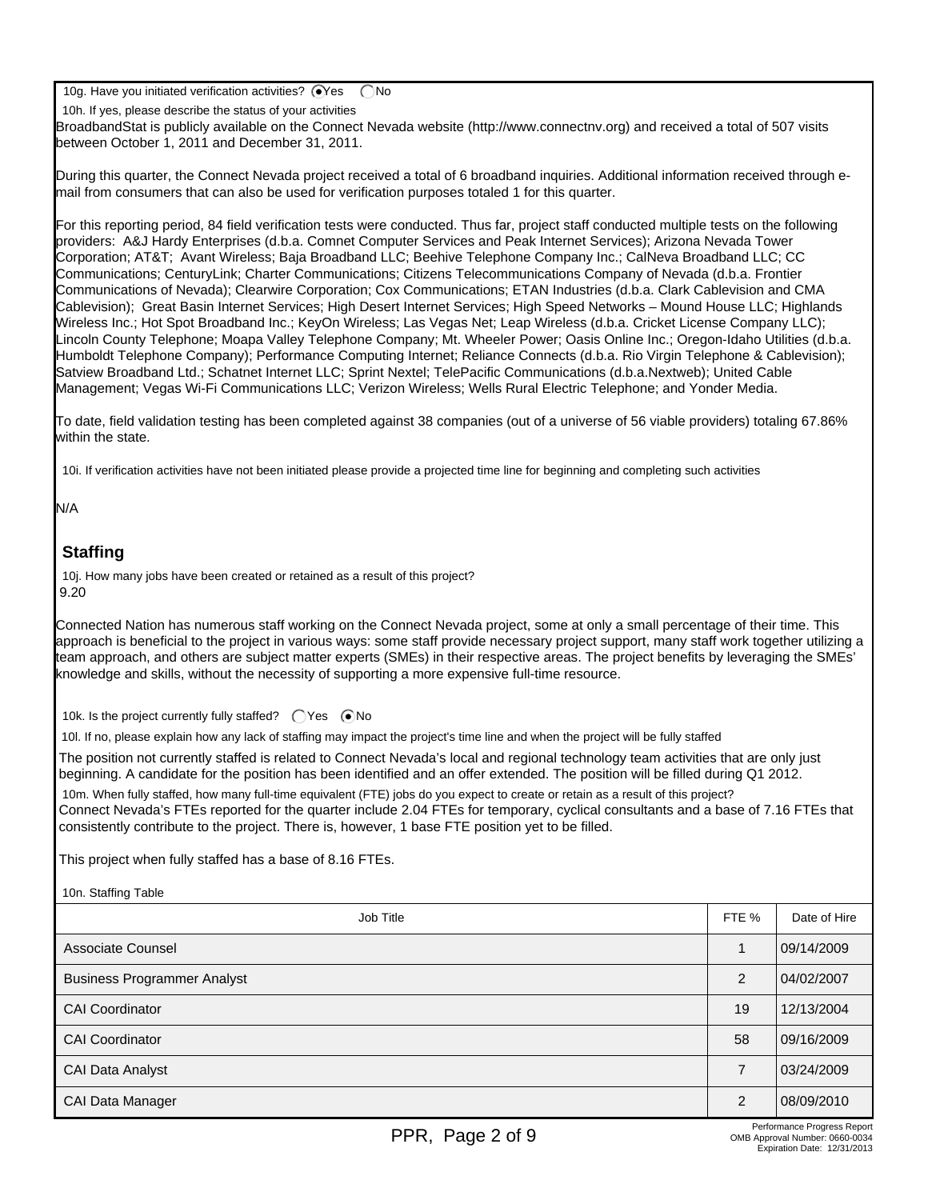10g. Have you initiated verification activities? (•) Yes ( ) No

10h. If yes, please describe the status of your activities

BroadbandStat is publicly available on the Connect Nevada website (http://www.connectnv.org) and received a total of 507 visits between October 1, 2011 and December 31, 2011.

During this quarter, the Connect Nevada project received a total of 6 broadband inquiries. Additional information received through e-mail from consumers that can also be used for verification purposes totaled 1 for this quarter.

For this reporting period, 84 field verification tests were conducted. Thus far, project staff conducted multiple tests on the following providers: A&J Hardy Enterprises (d.b.a. Comnet Computer Services and Peak Internet Services); Arizona Nevada Tower Corporation; AT&T; Avant Wireless; Baja Broadband LLC; Beehive Telephone Company Inc.; CalNeva Broadband LLC; CC Communications; CenturyLink; Charter Communications; Citizens Telecommunications Company of Nevada (d.b.a. Frontier Communications of Nevada); Clearwire Corporation; Cox Communications; ETAN Industries (d.b.a. Clark Cablevision and CMA Cablevision); Great Basin Internet Services; High Desert Internet Services; High Speed Networks – Mound House LLC; Highlands Wireless Inc.; Hot Spot Broadband Inc.; KeyOn Wireless; Las Vegas Net; Leap Wireless (d.b.a. Cricket License Company LLC); Lincoln County Telephone; Moapa Valley Telephone Company; Mt. Wheeler Power; Oasis Online Inc.; Oregon-Idaho Utilities (d.b.a. Humboldt Telephone Company); Performance Computing Internet; Reliance Connects (d.b.a. Rio Virgin Telephone & Cablevision); Satview Broadband Ltd.; Schatnet Internet LLC; Sprint Nextel; TelePacific Communications (d.b.a.Nextweb); United Cable Management; Vegas Wi-Fi Communications LLC; Verizon Wireless; Wells Rural Electric Telephone; and Yonder Media.

To date, field validation testing has been completed against 38 companies (out of a universe of 56 viable providers) totaling 67.86% within the state.

10i. If verification activities have not been initiated please provide a projected time line for beginning and completing such activities

N/A

## Staffing

10j. How many jobs have been created or retained as a result of this project?

9.20

Connected Nation has numerous staff working on the Connect Nevada project, some at only a small percentage of their time. This approach is beneficial to the project in various ways: some staff provide necessary project support, many staff work together utilizing a team approach, and others are subject matter experts (SMEs) in their respective areas. The project benefits by leveraging the SMEs' knowledge and skills, without the necessity of supporting a more expensive full-time resource.

10k. Is the project currently fully staffed? ( ) Yes (•) No

10l. If no, please explain how any lack of staffing may impact the project's time line and when the project will be fully staffed

The position not currently staffed is related to Connect Nevada's local and regional technology team activities that are only just beginning. A candidate for the position has been identified and an offer extended. The position will be filled during Q1 2012.

10m. When fully staffed, how many full-time equivalent (FTE) jobs do you expect to create or retain as a result of this project?

Connect Nevada's FTEs reported for the quarter include 2.04 FTEs for temporary, cyclical consultants and a base of 7.16 FTEs that consistently contribute to the project. There is, however, 1 base FTE position yet to be filled.

This project when fully staffed has a base of 8.16 FTEs.

10n. Staffing Table

| Job Title | FTE % | Date of Hire |
|---|---|---|
| Associate Counsel | 1 | 09/14/2009 |
| Business Programmer Analyst | 2 | 04/02/2007 |
| CAI Coordinator | 19 | 12/13/2004 |
| CAI Coordinator | 58 | 09/16/2009 |
| CAI Data Analyst | 7 | 03/24/2009 |
| CAI Data Manager | 2 | 08/09/2010 |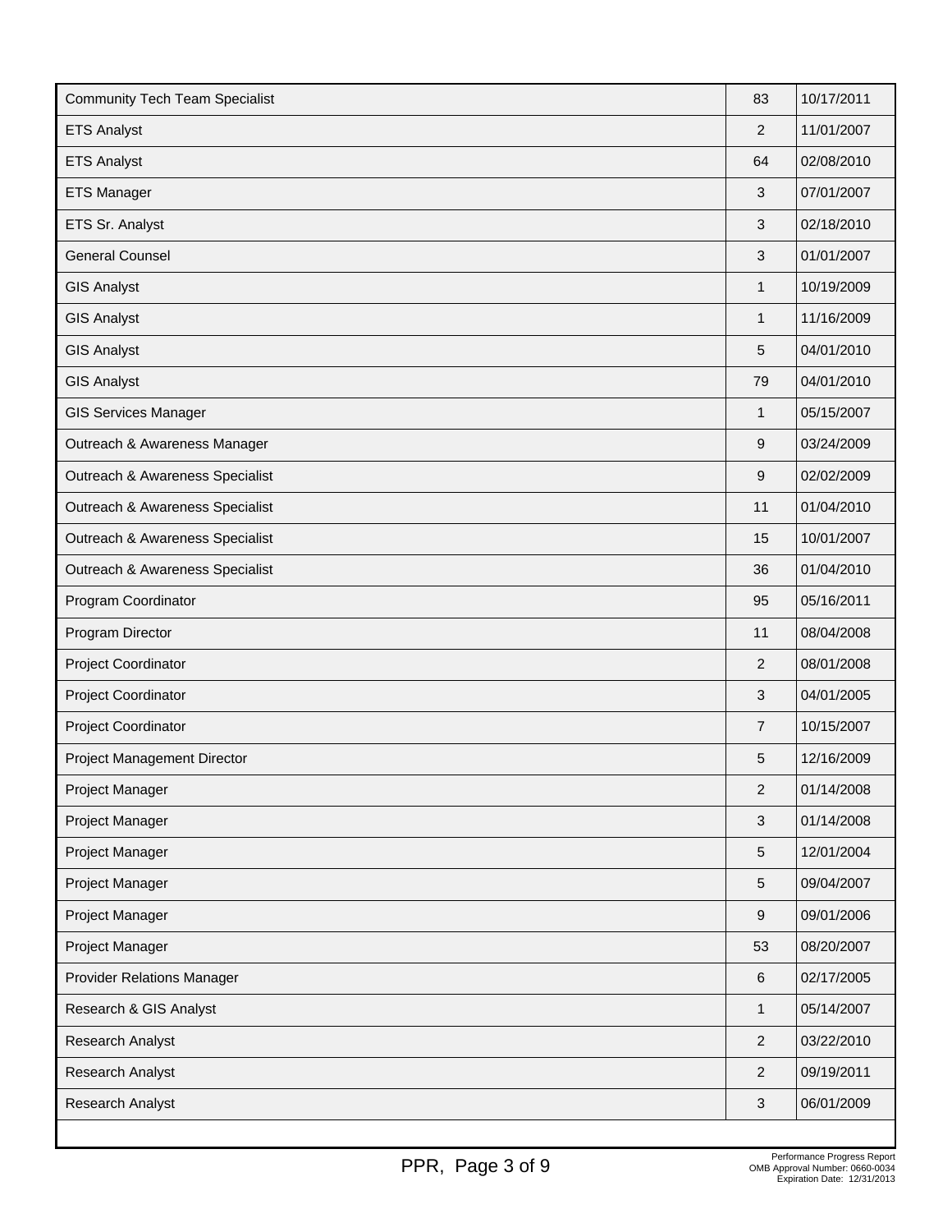| | | |
|---|---|---|
| Community Tech Team Specialist | 83 | 10/17/2011 |
| ETS Analyst | 2 | 11/01/2007 |
| ETS Analyst | 64 | 02/08/2010 |
| ETS Manager | 3 | 07/01/2007 |
| ETS Sr. Analyst | 3 | 02/18/2010 |
| General Counsel | 3 | 01/01/2007 |
| GIS Analyst | 1 | 10/19/2009 |
| GIS Analyst | 1 | 11/16/2009 |
| GIS Analyst | 5 | 04/01/2010 |
| GIS Analyst | 79 | 04/01/2010 |
| GIS Services Manager | 1 | 05/15/2007 |
| Outreach & Awareness Manager | 9 | 03/24/2009 |
| Outreach & Awareness Specialist | 9 | 02/02/2009 |
| Outreach & Awareness Specialist | 11 | 01/04/2010 |
| Outreach & Awareness Specialist | 15 | 10/01/2007 |
| Outreach & Awareness Specialist | 36 | 01/04/2010 |
| Program Coordinator | 95 | 05/16/2011 |
| Program Director | 11 | 08/04/2008 |
| Project Coordinator | 2 | 08/01/2008 |
| Project Coordinator | 3 | 04/01/2005 |
| Project Coordinator | 7 | 10/15/2007 |
| Project Management Director | 5 | 12/16/2009 |
| Project Manager | 2 | 01/14/2008 |
| Project Manager | 3 | 01/14/2008 |
| Project Manager | 5 | 12/01/2004 |
| Project Manager | 5 | 09/04/2007 |
| Project Manager | 9 | 09/01/2006 |
| Project Manager | 53 | 08/20/2007 |
| Provider Relations Manager | 6 | 02/17/2005 |
| Research & GIS Analyst | 1 | 05/14/2007 |
| Research Analyst | 2 | 03/22/2010 |
| Research Analyst | 2 | 09/19/2011 |
| Research Analyst | 3 | 06/01/2009 |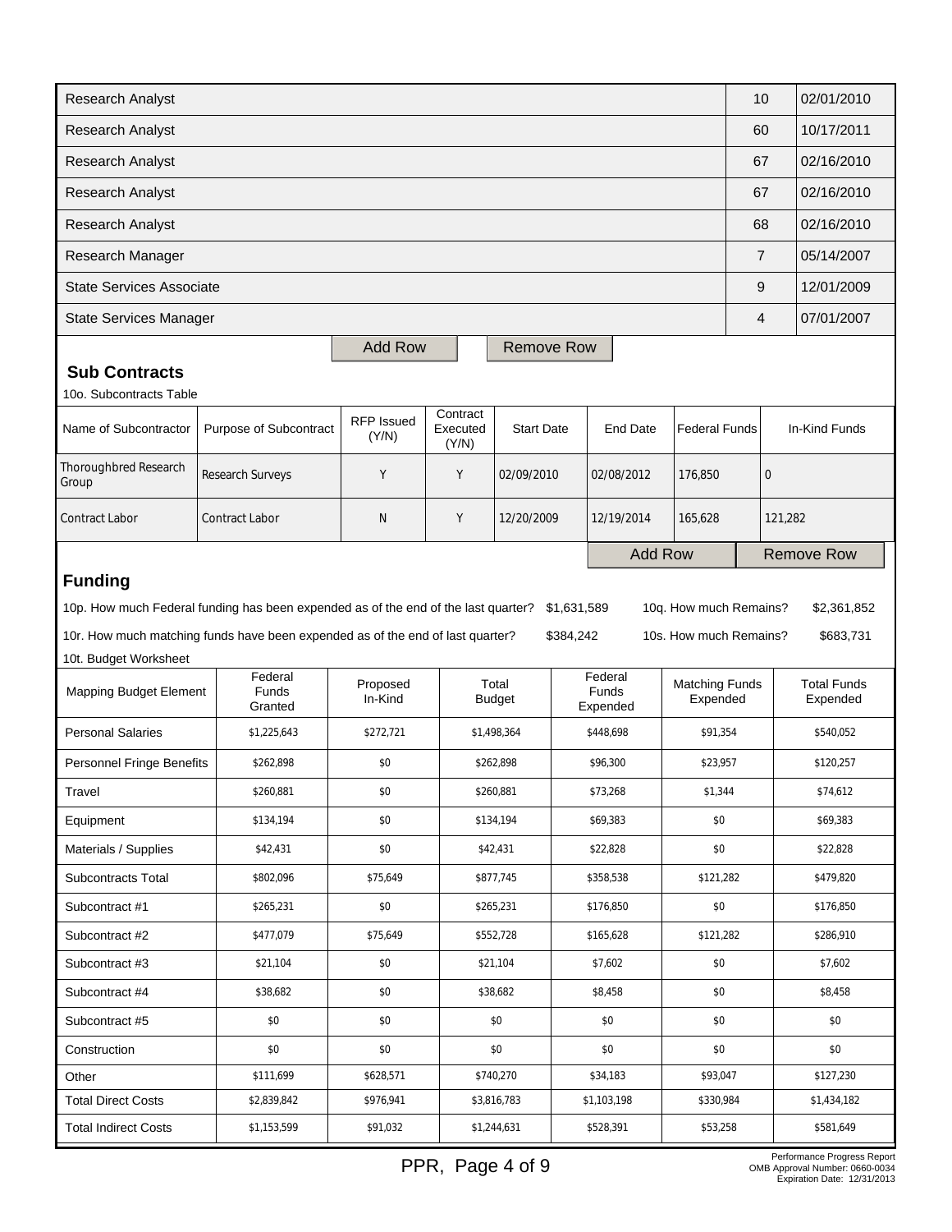| | | |
|---|---|---|
| Research Analyst | 10 | 02/01/2010 |
| Research Analyst | 60 | 10/17/2011 |
| Research Analyst | 67 | 02/16/2010 |
| Research Analyst | 67 | 02/16/2010 |
| Research Analyst | 68 | 02/16/2010 |
| Research Manager | 7 | 05/14/2007 |
| State Services Associate | 9 | 12/01/2009 |
| State Services Manager | 4 | 07/01/2007 |

Add Row Remove Row

### Sub Contracts

10o. Subcontracts Table

| Name of Subcontractor | Purpose of Subcontract | RFP Issued (Y/N) | Contract Executed (Y/N) | Start Date | End Date | Federal Funds | In-Kind Funds |
|---|---|---|---|---|---|---|---|
| Thoroughbred Research Group | Research Surveys | Y | Y | 02/09/2010 | 02/08/2012 | 176,850 | 0 |
| Contract Labor | Contract Labor | N | Y | 12/20/2009 | 12/19/2014 | 165,628 | 121,282 |

Add Row Remove Row

## Funding

10p. How much Federal funding has been expended as of the end of the last quarter? $1,631,589 10q. How much Remains? $2,361,852

10r. How much matching funds have been expended as of the end of last quarter? $384,242 10s. How much Remains? $683,731

10t. Budget Worksheet

| Mapping Budget Element | Federal Funds Granted | Proposed In-Kind | Total Budget | Federal Funds Expended | Matching Funds Expended | Total Funds Expended |
|---|---|---|---|---|---|---|
| Personal Salaries | $1,225,643 | $272,721 | $1,498,364 | $448,698 | $91,354 | $540,052 |
| Personnel Fringe Benefits | $262,898 | $0 | $262,898 | $96,300 | $23,957 | $120,257 |
| Travel | $260,881 | $0 | $260,881 | $73,268 | $1,344 | $74,612 |
| Equipment | $134,194 | $0 | $134,194 | $69,383 | $0 | $69,383 |
| Materials / Supplies | $42,431 | $0 | $42,431 | $22,828 | $0 | $22,828 |
| Subcontracts Total | $802,096 | $75,649 | $877,745 | $358,538 | $121,282 | $479,820 |
| Subcontract #1 | $265,231 | $0 | $265,231 | $176,850 | $0 | $176,850 |
| Subcontract #2 | $477,079 | $75,649 | $552,728 | $165,628 | $121,282 | $286,910 |
| Subcontract #3 | $21,104 | $0 | $21,104 | $7,602 | $0 | $7,602 |
| Subcontract #4 | $38,682 | $0 | $38,682 | $8,458 | $0 | $8,458 |
| Subcontract #5 | $0 | $0 | $0 | $0 | $0 | $0 |
| Construction | $0 | $0 | $0 | $0 | $0 | $0 |
| Other | $111,699 | $628,571 | $740,270 | $34,183 | $93,047 | $127,230 |
| Total Direct Costs | $2,839,842 | $976,941 | $3,816,783 | $1,103,198 | $330,984 | $1,434,182 |
| Total Indirect Costs | $1,153,599 | $91,032 | $1,244,631 | $528,391 | $53,258 | $581,649 |

Performance Progress Report
OMB Approval Number: 0660-0034
Expiration Date: 12/31/2013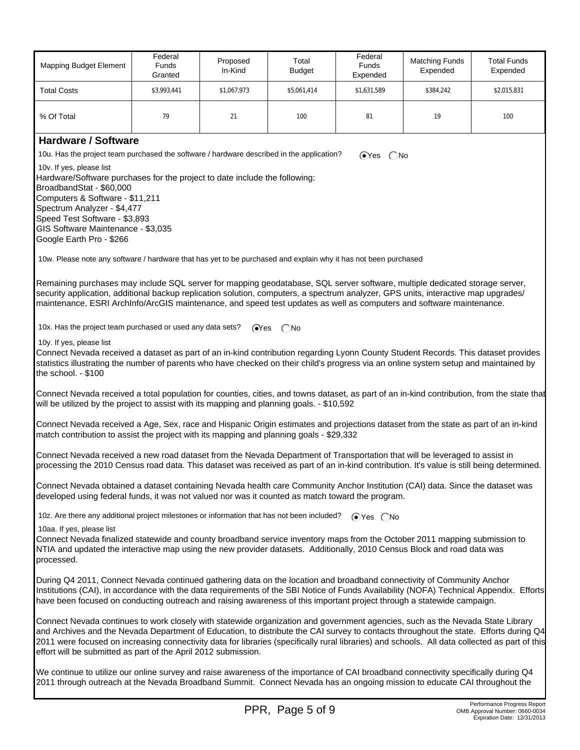| Mapping Budget Element | Federal Funds Granted | Proposed In-Kind | Total Budget | Federal Funds Expended | Matching Funds Expended | Total Funds Expended |
|---|---|---|---|---|---|---|
| Total Costs | $3,993,441 | $1,067,973 | $5,061,414 | $1,631,589 | $384,242 | $2,015,831 |
| % Of Total | 79 | 21 | 100 | 81 | 19 | 100 |

## Hardware / Software

10u. Has the project team purchased the software / hardware described in the application? (•) Yes ( ) No

10v. If yes, please list

Hardware/Software purchases for the project to date include the following:
BroadbandStat - $60,000
Computers & Software - $11,211
Spectrum Analyzer - $4,477
Speed Test Software - $3,893
GIS Software Maintenance - $3,035
Google Earth Pro - $266

10w. Please note any software / hardware that has yet to be purchased and explain why it has not been purchased

Remaining purchases may include SQL server for mapping geodatabase, SQL server software, multiple dedicated storage server, security application, additional backup replication solution, computers, a spectrum analyzer, GPS units, interactive map upgrades/ maintenance, ESRI ArchInfo/ArcGIS maintenance, and speed test updates as well as computers and software maintenance.

10x. Has the project team purchased or used any data sets? (•) Yes ( ) No

10y. If yes, please list

Connect Nevada received a dataset as part of an in-kind contribution regarding Lyonn County Student Records. This dataset provides statistics illustrating the number of parents who have checked on their child's progress via an online system setup and maintained by the school. - $100

Connect Nevada received a total population for counties, cities, and towns dataset, as part of an in-kind contribution, from the state that will be utilized by the project to assist with its mapping and planning goals. - $10,592

Connect Nevada received a Age, Sex, race and Hispanic Origin estimates and projections dataset from the state as part of an in-kind match contribution to assist the project with its mapping and planning goals - $29,332

Connect Nevada received a new road dataset from the Nevada Department of Transportation that will be leveraged to assist in processing the 2010 Census road data. This dataset was received as part of an in-kind contribution. It's value is still being determined.

Connect Nevada obtained a dataset containing Nevada health care Community Anchor Institution (CAI) data. Since the dataset was developed using federal funds, it was not valued nor was it counted as match toward the program.

10z. Are there any additional project milestones or information that has not been included? (•) Yes ( ) No

10aa. If yes, please list

Connect Nevada finalized statewide and county broadband service inventory maps from the October 2011 mapping submission to NTIA and updated the interactive map using the new provider datasets. Additionally, 2010 Census Block and road data was processed.

During Q4 2011, Connect Nevada continued gathering data on the location and broadband connectivity of Community Anchor Institutions (CAI), in accordance with the data requirements of the SBI Notice of Funds Availability (NOFA) Technical Appendix. Efforts have been focused on conducting outreach and raising awareness of this important project through a statewide campaign.

Connect Nevada continues to work closely with statewide organization and government agencies, such as the Nevada State Library and Archives and the Nevada Department of Education, to distribute the CAI survey to contacts throughout the state. Efforts during Q4 2011 were focused on increasing connectivity data for libraries (specifically rural libraries) and schools. All data collected as part of this effort will be submitted as part of the April 2012 submission.

We continue to utilize our online survey and raise awareness of the importance of CAI broadband connectivity specifically during Q4 2011 through outreach at the Nevada Broadband Summit. Connect Nevada has an ongoing mission to educate CAI throughout the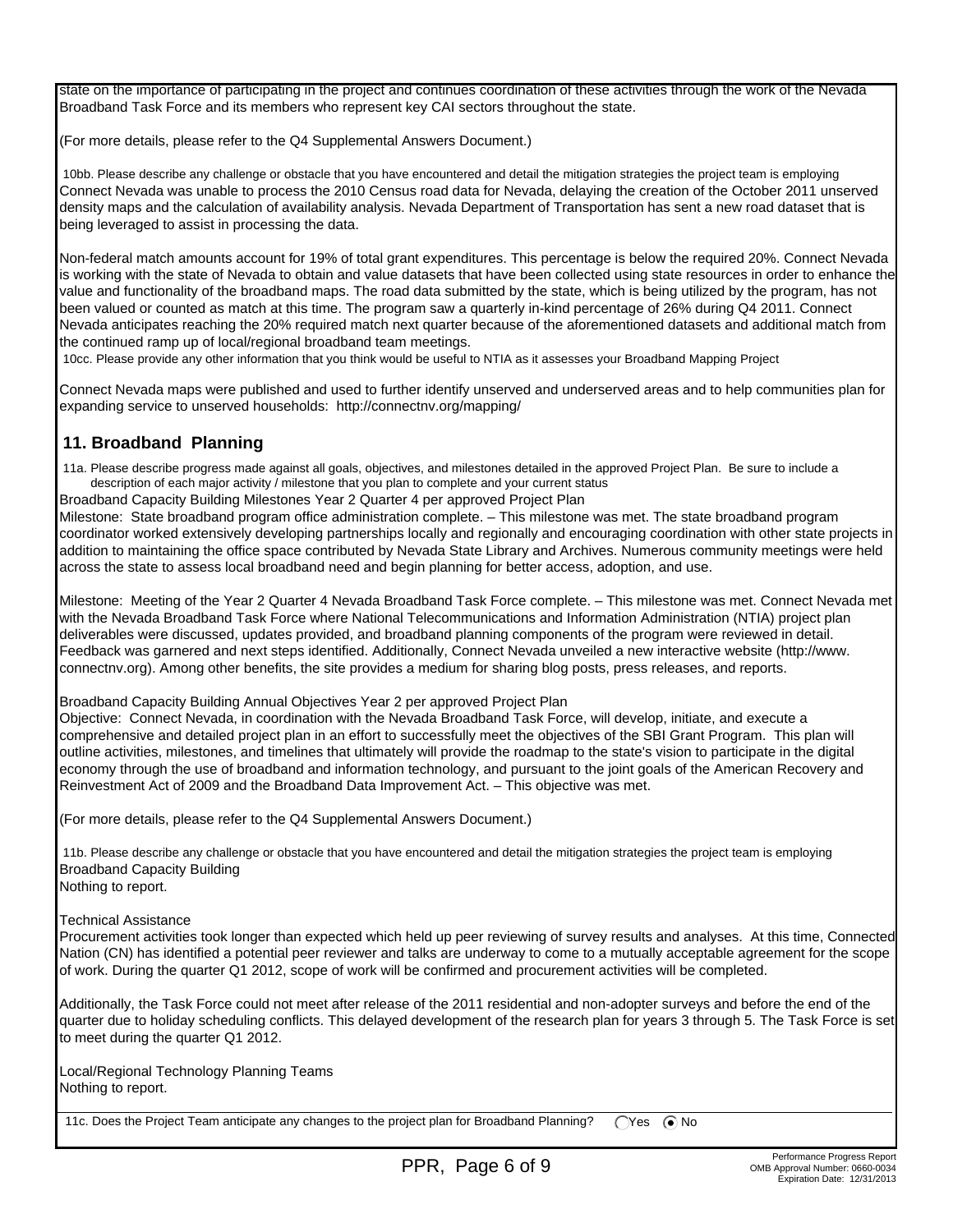state on the importance of participating in the project and continues coordination of these activities through the work of the Nevada Broadband Task Force and its members who represent key CAI sectors throughout the state.

(For more details, please refer to the Q4 Supplemental Answers Document.)

10bb. Please describe any challenge or obstacle that you have encountered and detail the mitigation strategies the project team is employing

Connect Nevada was unable to process the 2010 Census road data for Nevada, delaying the creation of the October 2011 unserved density maps and the calculation of availability analysis. Nevada Department of Transportation has sent a new road dataset that is being leveraged to assist in processing the data.

Non-federal match amounts account for 19% of total grant expenditures. This percentage is below the required 20%. Connect Nevada is working with the state of Nevada to obtain and value datasets that have been collected using state resources in order to enhance the value and functionality of the broadband maps. The road data submitted by the state, which is being utilized by the program, has not been valued or counted as match at this time. The program saw a quarterly in-kind percentage of 26% during Q4 2011. Connect Nevada anticipates reaching the 20% required match next quarter because of the aforementioned datasets and additional match from the continued ramp up of local/regional broadband team meetings.

10cc. Please provide any other information that you think would be useful to NTIA as it assesses your Broadband Mapping Project

Connect Nevada maps were published and used to further identify unserved and underserved areas and to help communities plan for expanding service to unserved households: http://connectnv.org/mapping/

## 11. Broadband Planning

11a. Please describe progress made against all goals, objectives, and milestones detailed in the approved Project Plan. Be sure to include a description of each major activity / milestone that you plan to complete and your current status

Broadband Capacity Building Milestones Year 2 Quarter 4 per approved Project Plan

Milestone: State broadband program office administration complete. – This milestone was met. The state broadband program coordinator worked extensively developing partnerships locally and regionally and encouraging coordination with other state projects in addition to maintaining the office space contributed by Nevada State Library and Archives. Numerous community meetings were held across the state to assess local broadband need and begin planning for better access, adoption, and use.

Milestone: Meeting of the Year 2 Quarter 4 Nevada Broadband Task Force complete. – This milestone was met. Connect Nevada met with the Nevada Broadband Task Force where National Telecommunications and Information Administration (NTIA) project plan deliverables were discussed, updates provided, and broadband planning components of the program were reviewed in detail. Feedback was garnered and next steps identified. Additionally, Connect Nevada unveiled a new interactive website (http://www.connectnv.org). Among other benefits, the site provides a medium for sharing blog posts, press releases, and reports.

Broadband Capacity Building Annual Objectives Year 2 per approved Project Plan

Objective: Connect Nevada, in coordination with the Nevada Broadband Task Force, will develop, initiate, and execute a comprehensive and detailed project plan in an effort to successfully meet the objectives of the SBI Grant Program. This plan will outline activities, milestones, and timelines that ultimately will provide the roadmap to the state's vision to participate in the digital economy through the use of broadband and information technology, and pursuant to the joint goals of the American Recovery and Reinvestment Act of 2009 and the Broadband Data Improvement Act. – This objective was met.

(For more details, please refer to the Q4 Supplemental Answers Document.)

11b. Please describe any challenge or obstacle that you have encountered and detail the mitigation strategies the project team is employing

Broadband Capacity Building
Nothing to report.

Technical Assistance
Procurement activities took longer than expected which held up peer reviewing of survey results and analyses. At this time, Connected Nation (CN) has identified a potential peer reviewer and talks are underway to come to a mutually acceptable agreement for the scope of work. During the quarter Q1 2012, scope of work will be confirmed and procurement activities will be completed.

Additionally, the Task Force could not meet after release of the 2011 residential and non-adopter surveys and before the end of the quarter due to holiday scheduling conflicts. This delayed development of the research plan for years 3 through 5. The Task Force is set to meet during the quarter Q1 2012.

Local/Regional Technology Planning Teams
Nothing to report.

11c. Does the Project Team anticipate any changes to the project plan for Broadband Planning? ○ Yes ◉ No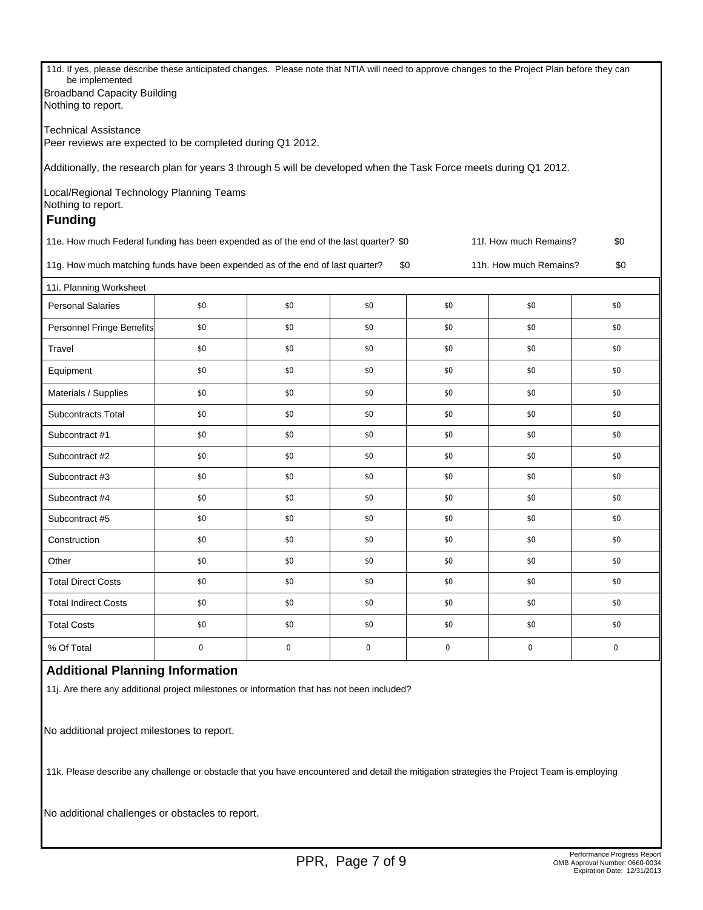11d. If yes, please describe these anticipated changes. Please note that NTIA will need to approve changes to the Project Plan before they can be implemented

Broadband Capacity Building
Nothing to report.

Technical Assistance
Peer reviews are expected to be completed during Q1 2012.

Additionally, the research plan for years 3 through 5 will be developed when the Task Force meets during Q1 2012.

Local/Regional Technology Planning Teams
Nothing to report.

## Funding

11e. How much Federal funding has been expended as of the end of the last quarter? $0

11f. How much Remains? $0

11g. How much matching funds have been expended as of the end of last quarter? $0

11h. How much Remains? $0

11i. Planning Worksheet

| | | | | | | |
|---|---|---|---|---|---|---|
| Personal Salaries | $0 | $0 | $0 | $0 | $0 | $0 |
| Personnel Fringe Benefits | $0 | $0 | $0 | $0 | $0 | $0 |
| Travel | $0 | $0 | $0 | $0 | $0 | $0 |
| Equipment | $0 | $0 | $0 | $0 | $0 | $0 |
| Materials / Supplies | $0 | $0 | $0 | $0 | $0 | $0 |
| Subcontracts Total | $0 | $0 | $0 | $0 | $0 | $0 |
| Subcontract #1 | $0 | $0 | $0 | $0 | $0 | $0 |
| Subcontract #2 | $0 | $0 | $0 | $0 | $0 | $0 |
| Subcontract #3 | $0 | $0 | $0 | $0 | $0 | $0 |
| Subcontract #4 | $0 | $0 | $0 | $0 | $0 | $0 |
| Subcontract #5 | $0 | $0 | $0 | $0 | $0 | $0 |
| Construction | $0 | $0 | $0 | $0 | $0 | $0 |
| Other | $0 | $0 | $0 | $0 | $0 | $0 |
| Total Direct Costs | $0 | $0 | $0 | $0 | $0 | $0 |
| Total Indirect Costs | $0 | $0 | $0 | $0 | $0 | $0 |
| Total Costs | $0 | $0 | $0 | $0 | $0 | $0 |
| % Of Total | 0 | 0 | 0 | 0 | 0 | 0 |

## Additional Planning Information

11j. Are there any additional project milestones or information that has not been included?

No additional project milestones to report.

11k. Please describe any challenge or obstacle that you have encountered and detail the mitigation strategies the Project Team is employing

No additional challenges or obstacles to report.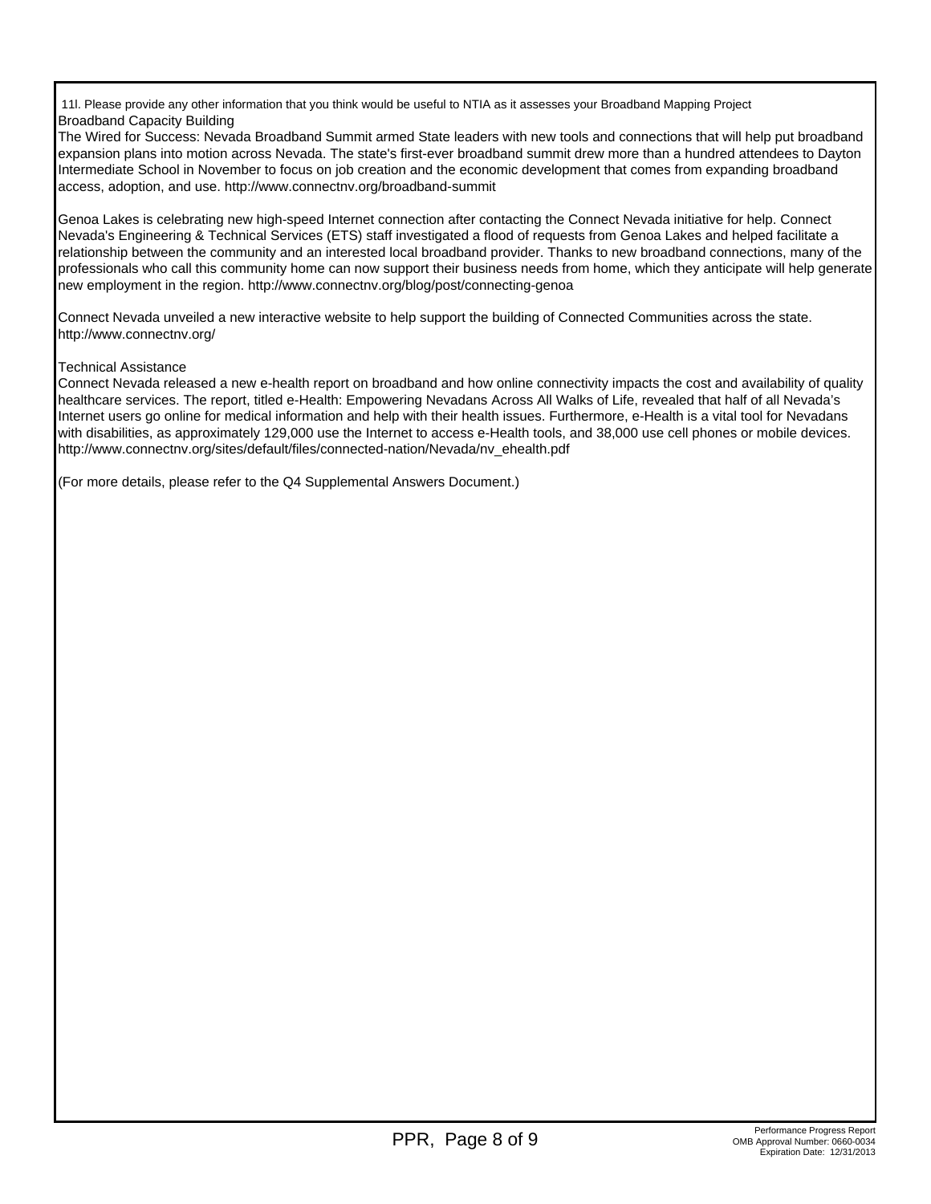11l. Please provide any other information that you think would be useful to NTIA as it assesses your Broadband Mapping Project

Broadband Capacity Building

The Wired for Success: Nevada Broadband Summit armed State leaders with new tools and connections that will help put broadband expansion plans into motion across Nevada. The state's first-ever broadband summit drew more than a hundred attendees to Dayton Intermediate School in November to focus on job creation and the economic development that comes from expanding broadband access, adoption, and use. http://www.connectnv.org/broadband-summit

Genoa Lakes is celebrating new high-speed Internet connection after contacting the Connect Nevada initiative for help. Connect Nevada's Engineering & Technical Services (ETS) staff investigated a flood of requests from Genoa Lakes and helped facilitate a relationship between the community and an interested local broadband provider. Thanks to new broadband connections, many of the professionals who call this community home can now support their business needs from home, which they anticipate will help generate new employment in the region. http://www.connectnv.org/blog/post/connecting-genoa

Connect Nevada unveiled a new interactive website to help support the building of Connected Communities across the state. http://www.connectnv.org/

Technical Assistance

Connect Nevada released a new e-health report on broadband and how online connectivity impacts the cost and availability of quality healthcare services. The report, titled e-Health: Empowering Nevadans Across All Walks of Life, revealed that half of all Nevada's Internet users go online for medical information and help with their health issues. Furthermore, e-Health is a vital tool for Nevadans with disabilities, as approximately 129,000 use the Internet to access e-Health tools, and 38,000 use cell phones or mobile devices. http://www.connectnv.org/sites/default/files/connected-nation/Nevada/nv_ehealth.pdf

(For more details, please refer to the Q4 Supplemental Answers Document.)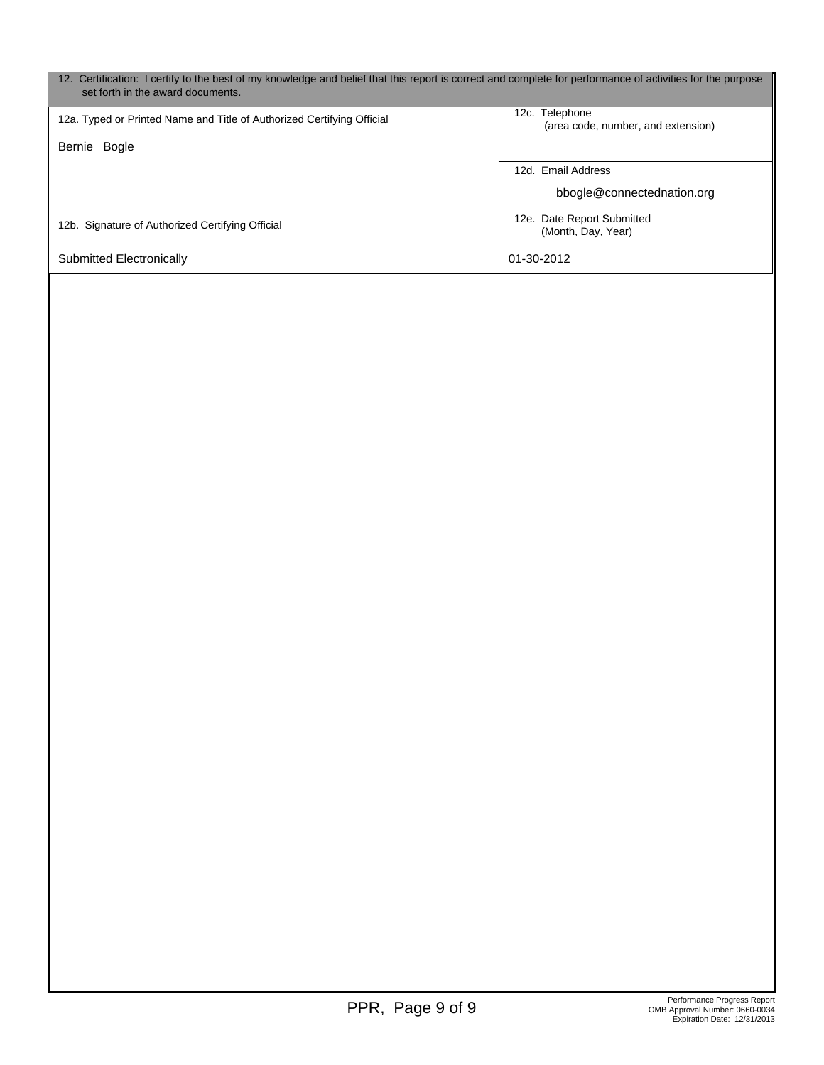12. Certification: I certify to the best of my knowledge and belief that this report is correct and complete for performance of activities for the purpose set forth in the award documents.

| | |
|---|---|
| 12a. Typed or Printed Name and Title of Authorized Certifying Official<br><br>Bernie Bogle | 12c. Telephone (area code, number, and extension)<br><br>12d. Email Address<br><br>bbogle@connectednation.org |
| 12b. Signature of Authorized Certifying Official<br><br>Submitted Electronically | 12e. Date Report Submitted (Month, Day, Year)<br><br>01-30-2012 |

Performance Progress Report
OMB Approval Number: 0660-0034
Expiration Date: 12/31/2013